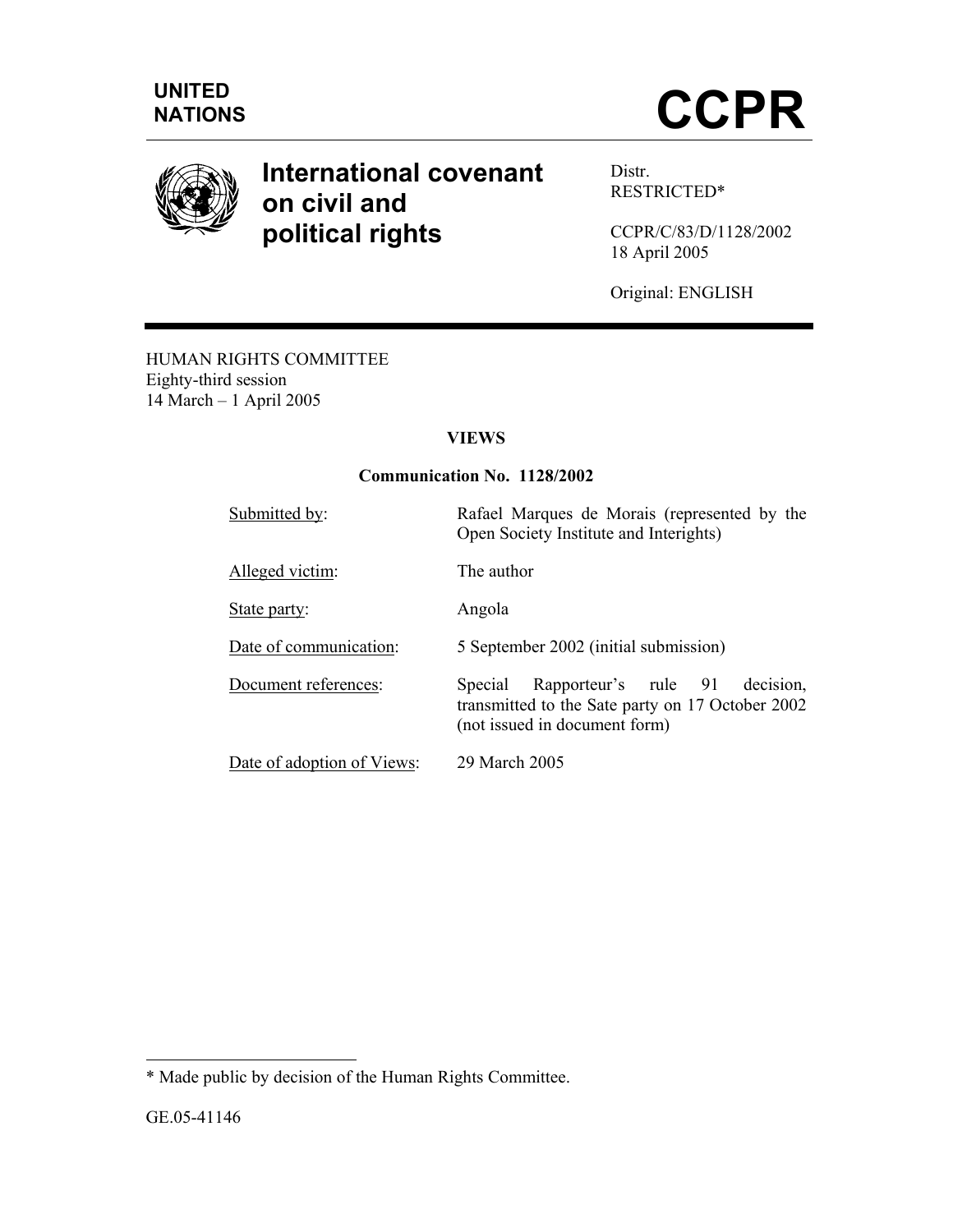UNITED NATIONS

# CCPR

## International covenant on civil and political rights

Distr.
RESTRICTED*

CCPR/C/83/D/1128/2002
18 April 2005

Original: ENGLISH

HUMAN RIGHTS COMMITTEE
Eighty-third session
14 March – 1 April 2005

**VIEWS**

**Communication No. 1128/2002**

| | |
|---|---|
| Submitted by: | Rafael Marques de Morais (represented by the Open Society Institute and Interights) |
| Alleged victim: | The author |
| State party: | Angola |
| Date of communication: | 5 September 2002 (initial submission) |
| Document references: | Special Rapporteur's rule 91 decision, transmitted to the Sate party on 17 October 2002 (not issued in document form) |
| Date of adoption of Views: | 29 March 2005 |

* Made public by decision of the Human Rights Committee.

GE.05-41146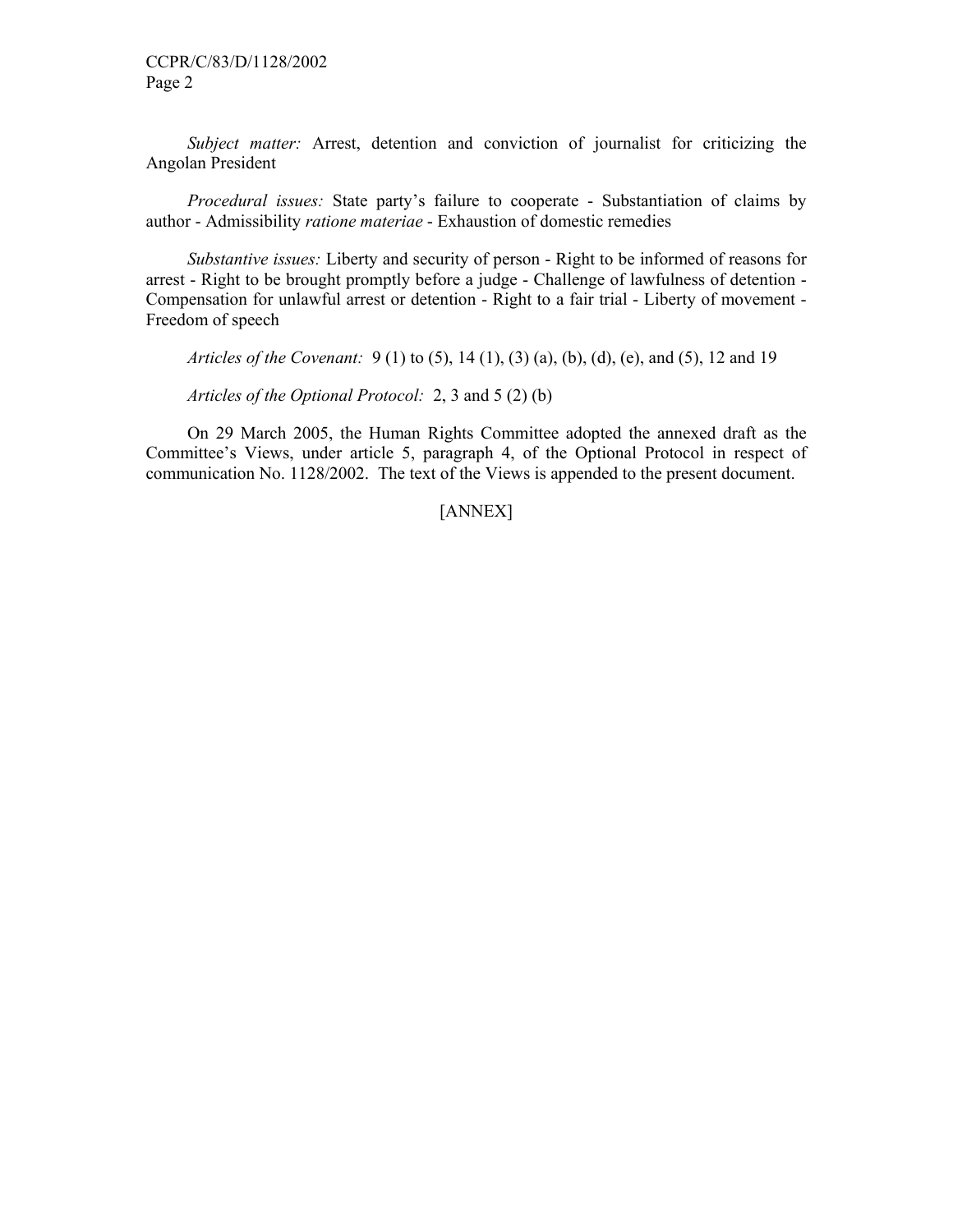*Subject matter:* Arrest, detention and conviction of journalist for criticizing the Angolan President

*Procedural issues:* State party's failure to cooperate - Substantiation of claims by author - Admissibility *ratione materiae* - Exhaustion of domestic remedies

*Substantive issues:* Liberty and security of person - Right to be informed of reasons for arrest - Right to be brought promptly before a judge - Challenge of lawfulness of detention - Compensation for unlawful arrest or detention - Right to a fair trial - Liberty of movement - Freedom of speech

*Articles of the Covenant:* 9 (1) to (5), 14 (1), (3) (a), (b), (d), (e), and (5), 12 and 19

*Articles of the Optional Protocol:* 2, 3 and 5 (2) (b)

On 29 March 2005, the Human Rights Committee adopted the annexed draft as the Committee's Views, under article 5, paragraph 4, of the Optional Protocol in respect of communication No. 1128/2002. The text of the Views is appended to the present document.

[ANNEX]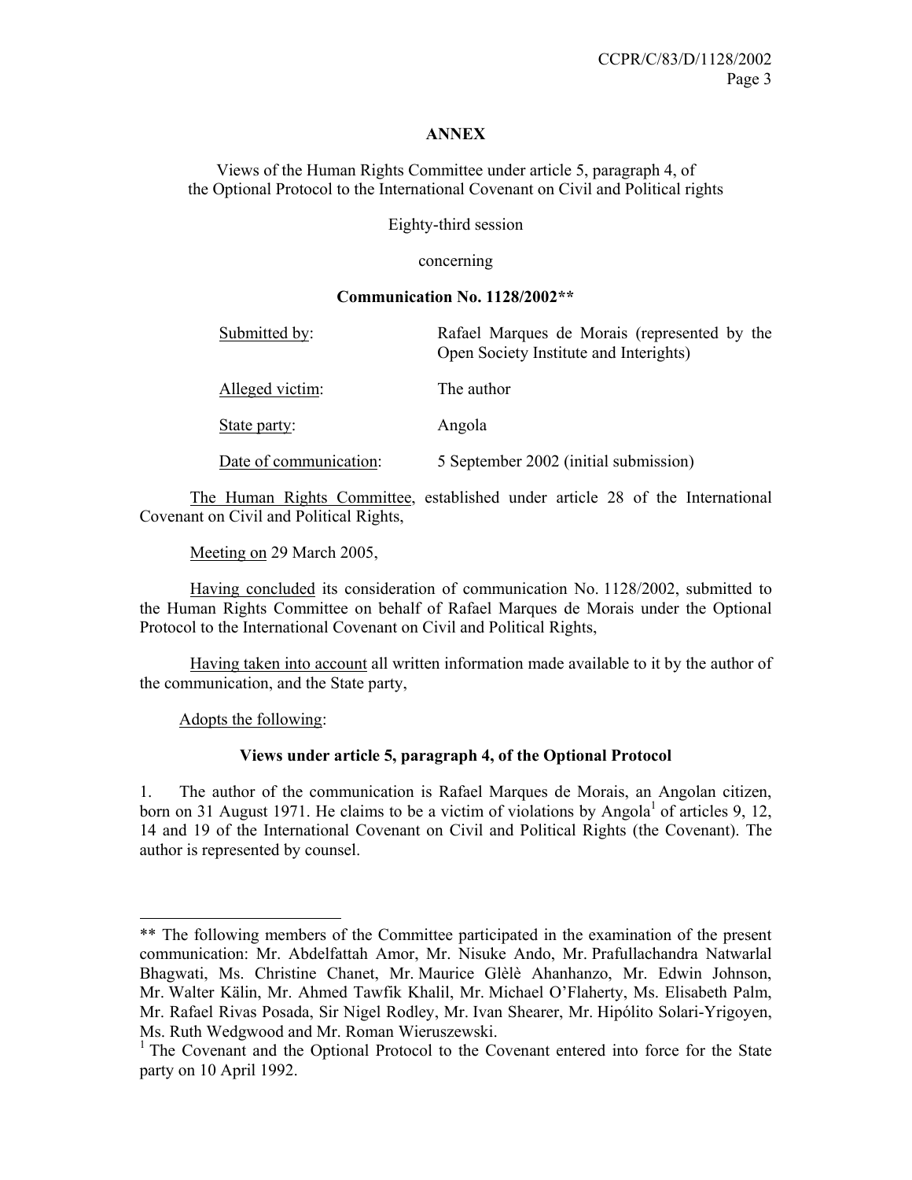**ANNEX**

Views of the Human Rights Committee under article 5, paragraph 4, of the Optional Protocol to the International Covenant on Civil and Political rights

Eighty-third session

concerning

**Communication No. 1128/2002****

| | |
|---|---|
| Submitted by: | Rafael Marques de Morais (represented by the Open Society Institute and Interights) |
| Alleged victim: | The author |
| State party: | Angola |
| Date of communication: | 5 September 2002 (initial submission) |

The Human Rights Committee, established under article 28 of the International Covenant on Civil and Political Rights,

Meeting on 29 March 2005,

Having concluded its consideration of communication No. 1128/2002, submitted to the Human Rights Committee on behalf of Rafael Marques de Morais under the Optional Protocol to the International Covenant on Civil and Political Rights,

Having taken into account all written information made available to it by the author of the communication, and the State party,

Adopts the following:

**Views under article 5, paragraph 4, of the Optional Protocol**

1. The author of the communication is Rafael Marques de Morais, an Angolan citizen, born on 31 August 1971. He claims to be a victim of violations by Angola[1] of articles 9, 12, 14 and 19 of the International Covenant on Civil and Political Rights (the Covenant). The author is represented by counsel.

---

** The following members of the Committee participated in the examination of the present communication: Mr. Abdelfattah Amor, Mr. Nisuke Ando, Mr. Prafullachandra Natwarlal Bhagwati, Ms. Christine Chanet, Mr. Maurice Glèlè Ahanhanzo, Mr. Edwin Johnson, Mr. Walter Kälin, Mr. Ahmed Tawfik Khalil, Mr. Michael O'Flaherty, Ms. Elisabeth Palm, Mr. Rafael Rivas Posada, Sir Nigel Rodley, Mr. Ivan Shearer, Mr. Hipólito Solari-Yrigoyen, Ms. Ruth Wedgwood and Mr. Roman Wieruszewski.

[1] The Covenant and the Optional Protocol to the Covenant entered into force for the State party on 10 April 1992.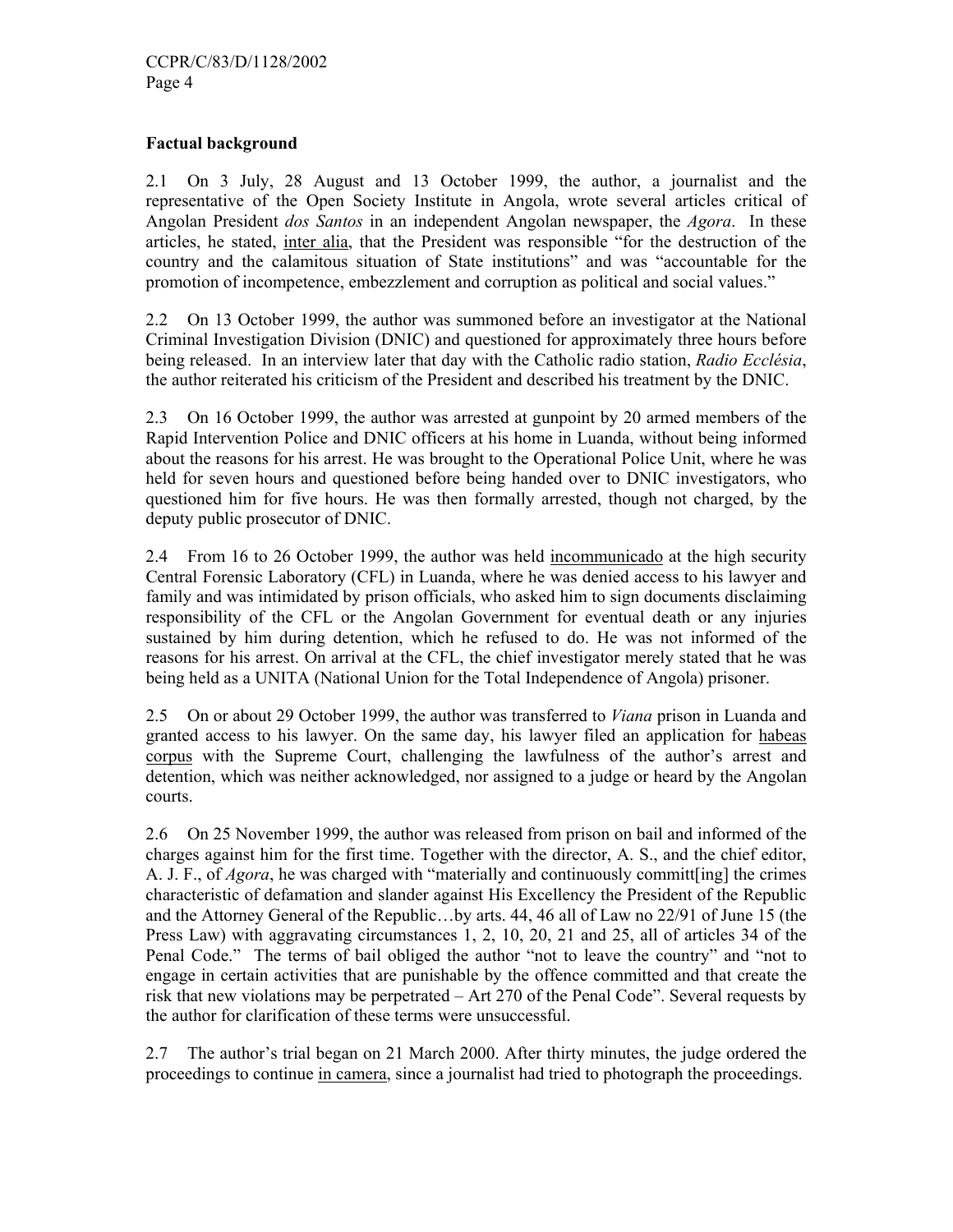### Factual background

2.1 On 3 July, 28 August and 13 October 1999, the author, a journalist and the representative of the Open Society Institute in Angola, wrote several articles critical of Angolan President *dos Santos* in an independent Angolan newspaper, the *Agora*. In these articles, he stated, inter alia, that the President was responsible "for the destruction of the country and the calamitous situation of State institutions" and was "accountable for the promotion of incompetence, embezzlement and corruption as political and social values."

2.2 On 13 October 1999, the author was summoned before an investigator at the National Criminal Investigation Division (DNIC) and questioned for approximately three hours before being released. In an interview later that day with the Catholic radio station, *Radio Ecclésia*, the author reiterated his criticism of the President and described his treatment by the DNIC.

2.3 On 16 October 1999, the author was arrested at gunpoint by 20 armed members of the Rapid Intervention Police and DNIC officers at his home in Luanda, without being informed about the reasons for his arrest. He was brought to the Operational Police Unit, where he was held for seven hours and questioned before being handed over to DNIC investigators, who questioned him for five hours. He was then formally arrested, though not charged, by the deputy public prosecutor of DNIC.

2.4 From 16 to 26 October 1999, the author was held incommunicado at the high security Central Forensic Laboratory (CFL) in Luanda, where he was denied access to his lawyer and family and was intimidated by prison officials, who asked him to sign documents disclaiming responsibility of the CFL or the Angolan Government for eventual death or any injuries sustained by him during detention, which he refused to do. He was not informed of the reasons for his arrest. On arrival at the CFL, the chief investigator merely stated that he was being held as a UNITA (National Union for the Total Independence of Angola) prisoner.

2.5 On or about 29 October 1999, the author was transferred to *Viana* prison in Luanda and granted access to his lawyer. On the same day, his lawyer filed an application for habeas corpus with the Supreme Court, challenging the lawfulness of the author's arrest and detention, which was neither acknowledged, nor assigned to a judge or heard by the Angolan courts.

2.6 On 25 November 1999, the author was released from prison on bail and informed of the charges against him for the first time. Together with the director, A. S., and the chief editor, A. J. F., of *Agora*, he was charged with "materially and continuously committ[ing] the crimes characteristic of defamation and slander against His Excellency the President of the Republic and the Attorney General of the Republic…by arts. 44, 46 all of Law no 22/91 of June 15 (the Press Law) with aggravating circumstances 1, 2, 10, 20, 21 and 25, all of articles 34 of the Penal Code." The terms of bail obliged the author "not to leave the country" and "not to engage in certain activities that are punishable by the offence committed and that create the risk that new violations may be perpetrated – Art 270 of the Penal Code". Several requests by the author for clarification of these terms were unsuccessful.

2.7 The author's trial began on 21 March 2000. After thirty minutes, the judge ordered the proceedings to continue in camera, since a journalist had tried to photograph the proceedings.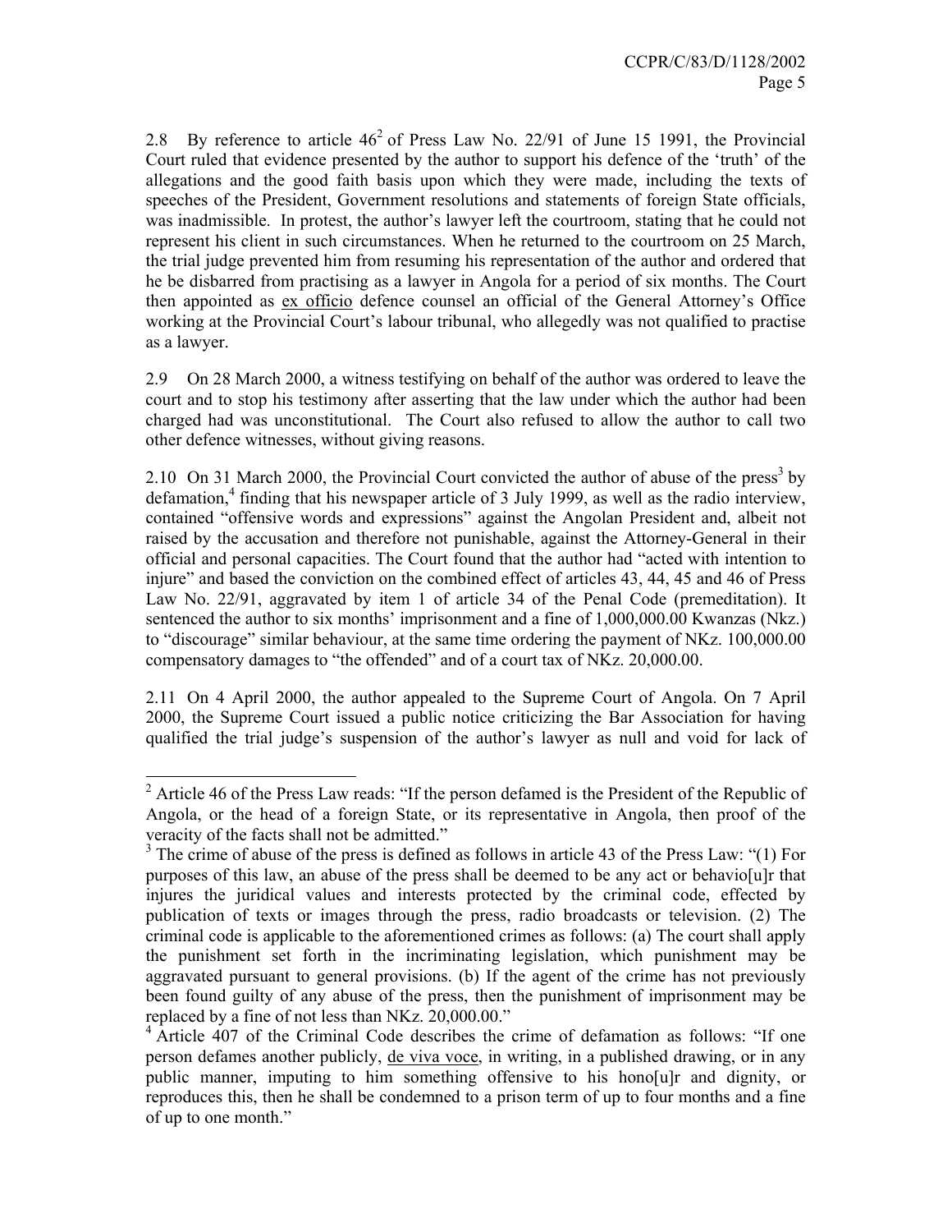2.8 By reference to article 46[2] of Press Law No. 22/91 of June 15 1991, the Provincial Court ruled that evidence presented by the author to support his defence of the 'truth' of the allegations and the good faith basis upon which they were made, including the texts of speeches of the President, Government resolutions and statements of foreign State officials, was inadmissible. In protest, the author's lawyer left the courtroom, stating that he could not represent his client in such circumstances. When he returned to the courtroom on 25 March, the trial judge prevented him from resuming his representation of the author and ordered that he be disbarred from practising as a lawyer in Angola for a period of six months. The Court then appointed as ex officio defence counsel an official of the General Attorney's Office working at the Provincial Court's labour tribunal, who allegedly was not qualified to practise as a lawyer.

2.9 On 28 March 2000, a witness testifying on behalf of the author was ordered to leave the court and to stop his testimony after asserting that the law under which the author had been charged had was unconstitutional. The Court also refused to allow the author to call two other defence witnesses, without giving reasons.

2.10 On 31 March 2000, the Provincial Court convicted the author of abuse of the press[3] by defamation,[4] finding that his newspaper article of 3 July 1999, as well as the radio interview, contained "offensive words and expressions" against the Angolan President and, albeit not raised by the accusation and therefore not punishable, against the Attorney-General in their official and personal capacities. The Court found that the author had "acted with intention to injure" and based the conviction on the combined effect of articles 43, 44, 45 and 46 of Press Law No. 22/91, aggravated by item 1 of article 34 of the Penal Code (premeditation). It sentenced the author to six months' imprisonment and a fine of 1,000,000.00 Kwanzas (Nkz.) to "discourage" similar behaviour, at the same time ordering the payment of NKz. 100,000.00 compensatory damages to "the offended" and of a court tax of NKz. 20,000.00.

2.11 On 4 April 2000, the author appealed to the Supreme Court of Angola. On 7 April 2000, the Supreme Court issued a public notice criticizing the Bar Association for having qualified the trial judge's suspension of the author's lawyer as null and void for lack of

---

[2] Article 46 of the Press Law reads: "If the person defamed is the President of the Republic of Angola, or the head of a foreign State, or its representative in Angola, then proof of the veracity of the facts shall not be admitted."

[3] The crime of abuse of the press is defined as follows in article 43 of the Press Law: "(1) For purposes of this law, an abuse of the press shall be deemed to be any act or behavio[u]r that injures the juridical values and interests protected by the criminal code, effected by publication of texts or images through the press, radio broadcasts or television. (2) The criminal code is applicable to the aforementioned crimes as follows: (a) The court shall apply the punishment set forth in the incriminating legislation, which punishment may be aggravated pursuant to general provisions. (b) If the agent of the crime has not previously been found guilty of any abuse of the press, then the punishment of imprisonment may be replaced by a fine of not less than NKz. 20,000.00."

[4] Article 407 of the Criminal Code describes the crime of defamation as follows: "If one person defames another publicly, de viva voce, in writing, in a published drawing, or in any public manner, imputing to him something offensive to his hono[u]r and dignity, or reproduces this, then he shall be condemned to a prison term of up to four months and a fine of up to one month."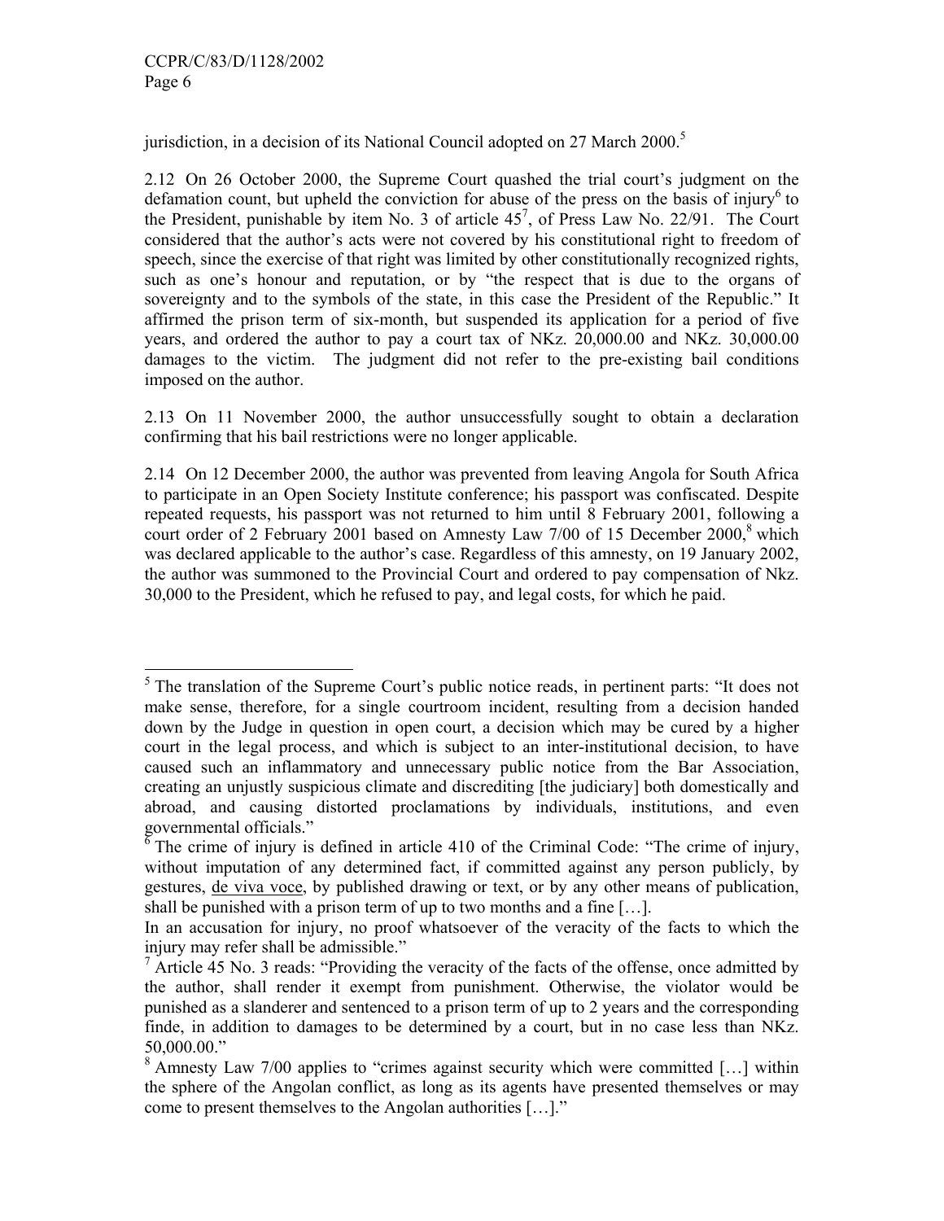jurisdiction, in a decision of its National Council adopted on 27 March 2000.[5]

2.12 On 26 October 2000, the Supreme Court quashed the trial court's judgment on the defamation count, but upheld the conviction for abuse of the press on the basis of injury[6] to the President, punishable by item No. 3 of article 45[7], of Press Law No. 22/91. The Court considered that the author's acts were not covered by his constitutional right to freedom of speech, since the exercise of that right was limited by other constitutionally recognized rights, such as one's honour and reputation, or by "the respect that is due to the organs of sovereignty and to the symbols of the state, in this case the President of the Republic." It affirmed the prison term of six-month, but suspended its application for a period of five years, and ordered the author to pay a court tax of NKz. 20,000.00 and NKz. 30,000.00 damages to the victim. The judgment did not refer to the pre-existing bail conditions imposed on the author.

2.13 On 11 November 2000, the author unsuccessfully sought to obtain a declaration confirming that his bail restrictions were no longer applicable.

2.14 On 12 December 2000, the author was prevented from leaving Angola for South Africa to participate in an Open Society Institute conference; his passport was confiscated. Despite repeated requests, his passport was not returned to him until 8 February 2001, following a court order of 2 February 2001 based on Amnesty Law 7/00 of 15 December 2000,[8] which was declared applicable to the author's case. Regardless of this amnesty, on 19 January 2002, the author was summoned to the Provincial Court and ordered to pay compensation of Nkz. 30,000 to the President, which he refused to pay, and legal costs, for which he paid.

---

[5] The translation of the Supreme Court's public notice reads, in pertinent parts: "It does not make sense, therefore, for a single courtroom incident, resulting from a decision handed down by the Judge in question in open court, a decision which may be cured by a higher court in the legal process, and which is subject to an inter-institutional decision, to have caused such an inflammatory and unnecessary public notice from the Bar Association, creating an unjustly suspicious climate and discrediting [the judiciary] both domestically and abroad, and causing distorted proclamations by individuals, institutions, and even governmental officials."

[6] The crime of injury is defined in article 410 of the Criminal Code: "The crime of injury, without imputation of any determined fact, if committed against any person publicly, by gestures, de viva voce, by published drawing or text, or by any other means of publication, shall be punished with a prison term of up to two months and a fine […].

In an accusation for injury, no proof whatsoever of the veracity of the facts to which the injury may refer shall be admissible."

[7] Article 45 No. 3 reads: "Providing the veracity of the facts of the offense, once admitted by the author, shall render it exempt from punishment. Otherwise, the violator would be punished as a slanderer and sentenced to a prison term of up to 2 years and the corresponding finde, in addition to damages to be determined by a court, but in no case less than NKz. 50,000.00."

[8] Amnesty Law 7/00 applies to "crimes against security which were committed […] within the sphere of the Angolan conflict, as long as its agents have presented themselves or may come to present themselves to the Angolan authorities […]."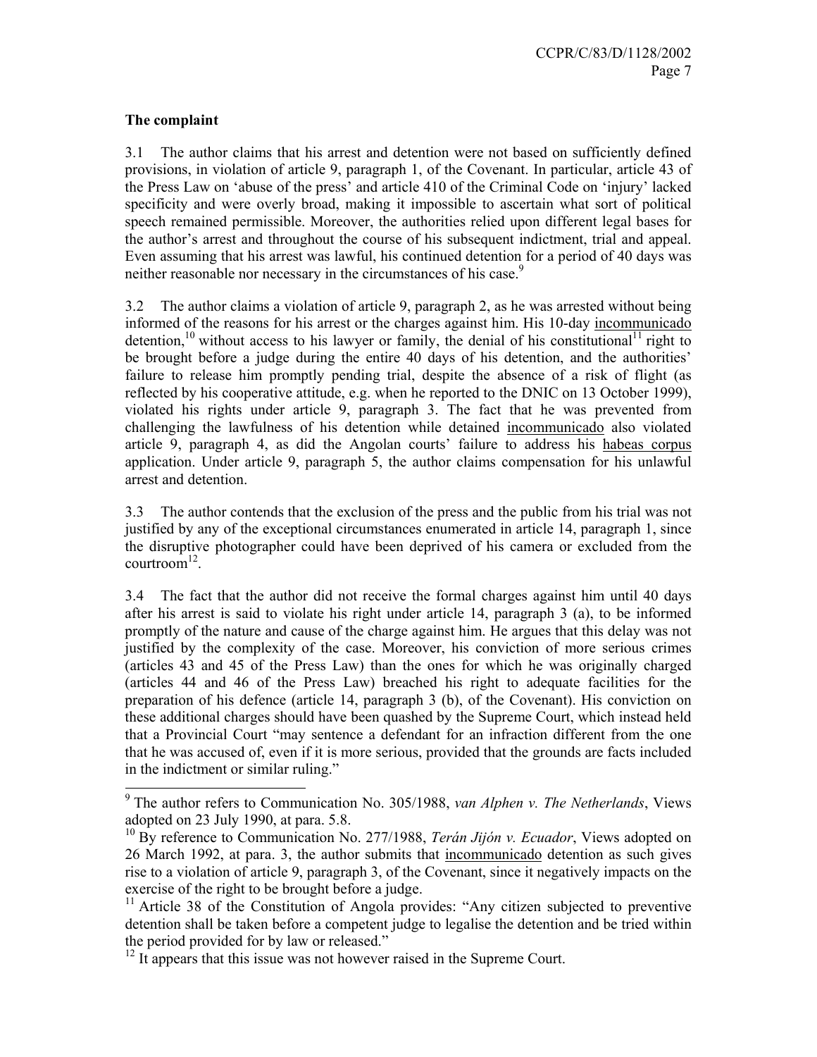### The complaint

3.1 The author claims that his arrest and detention were not based on sufficiently defined provisions, in violation of article 9, paragraph 1, of the Covenant. In particular, article 43 of the Press Law on 'abuse of the press' and article 410 of the Criminal Code on 'injury' lacked specificity and were overly broad, making it impossible to ascertain what sort of political speech remained permissible. Moreover, the authorities relied upon different legal bases for the author's arrest and throughout the course of his subsequent indictment, trial and appeal. Even assuming that his arrest was lawful, his continued detention for a period of 40 days was neither reasonable nor necessary in the circumstances of his case.[9]

3.2 The author claims a violation of article 9, paragraph 2, as he was arrested without being informed of the reasons for his arrest or the charges against him. His 10-day incommunicado detention,[10] without access to his lawyer or family, the denial of his constitutional[11] right to be brought before a judge during the entire 40 days of his detention, and the authorities' failure to release him promptly pending trial, despite the absence of a risk of flight (as reflected by his cooperative attitude, e.g. when he reported to the DNIC on 13 October 1999), violated his rights under article 9, paragraph 3. The fact that he was prevented from challenging the lawfulness of his detention while detained incommunicado also violated article 9, paragraph 4, as did the Angolan courts' failure to address his habeas corpus application. Under article 9, paragraph 5, the author claims compensation for his unlawful arrest and detention.

3.3 The author contends that the exclusion of the press and the public from his trial was not justified by any of the exceptional circumstances enumerated in article 14, paragraph 1, since the disruptive photographer could have been deprived of his camera or excluded from the courtroom[12].

3.4 The fact that the author did not receive the formal charges against him until 40 days after his arrest is said to violate his right under article 14, paragraph 3 (a), to be informed promptly of the nature and cause of the charge against him. He argues that this delay was not justified by the complexity of the case. Moreover, his conviction of more serious crimes (articles 43 and 45 of the Press Law) than the ones for which he was originally charged (articles 44 and 46 of the Press Law) breached his right to adequate facilities for the preparation of his defence (article 14, paragraph 3 (b), of the Covenant). His conviction on these additional charges should have been quashed by the Supreme Court, which instead held that a Provincial Court "may sentence a defendant for an infraction different from the one that he was accused of, even if it is more serious, provided that the grounds are facts included in the indictment or similar ruling."

---

[9] The author refers to Communication No. 305/1988, *van Alphen v. The Netherlands*, Views adopted on 23 July 1990, at para. 5.8.

[10] By reference to Communication No. 277/1988, *Terán Jijón v. Ecuador*, Views adopted on 26 March 1992, at para. 3, the author submits that incommunicado detention as such gives rise to a violation of article 9, paragraph 3, of the Covenant, since it negatively impacts on the exercise of the right to be brought before a judge.

[11] Article 38 of the Constitution of Angola provides: "Any citizen subjected to preventive detention shall be taken before a competent judge to legalise the detention and be tried within the period provided for by law or released."

[12] It appears that this issue was not however raised in the Supreme Court.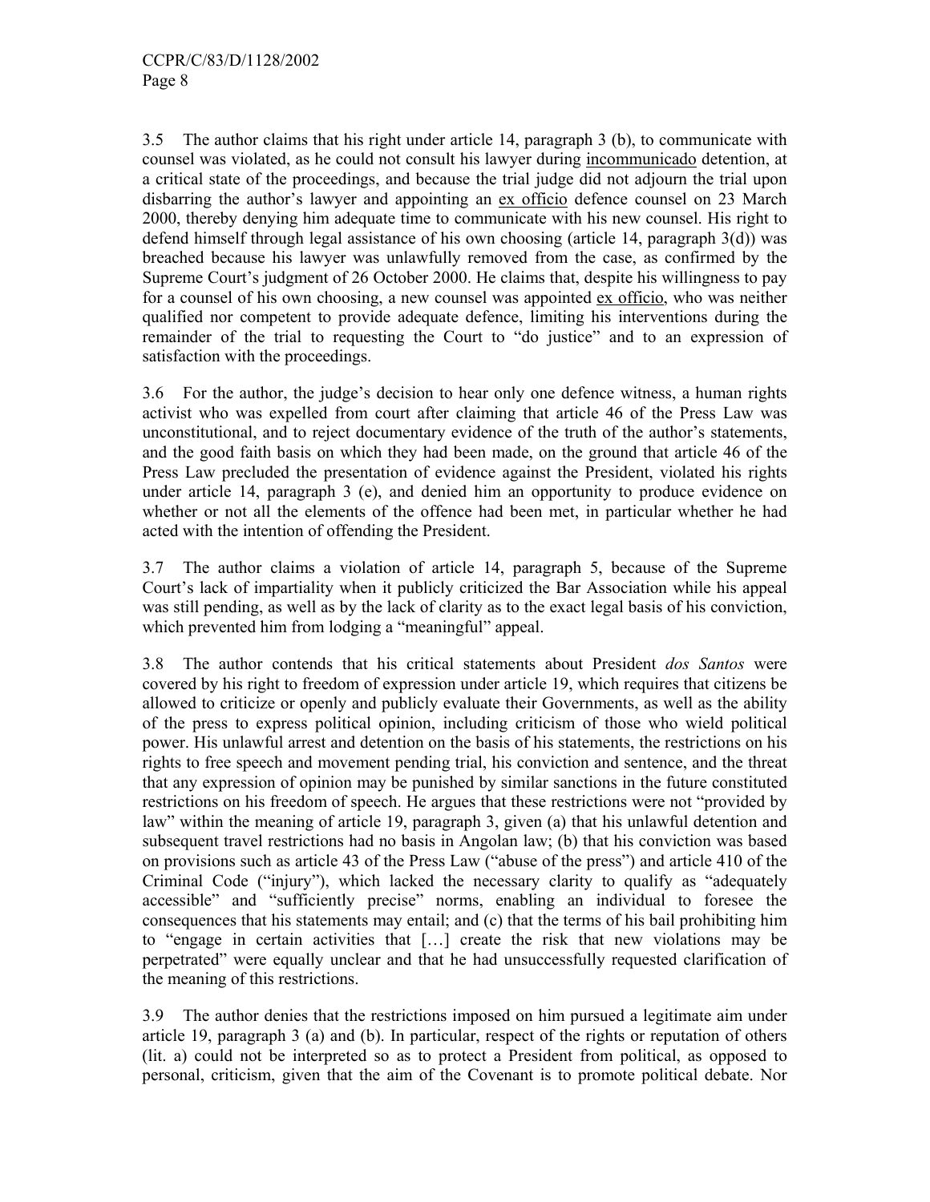3.5 The author claims that his right under article 14, paragraph 3 (b), to communicate with counsel was violated, as he could not consult his lawyer during incommunicado detention, at a critical state of the proceedings, and because the trial judge did not adjourn the trial upon disbarring the author's lawyer and appointing an ex officio defence counsel on 23 March 2000, thereby denying him adequate time to communicate with his new counsel. His right to defend himself through legal assistance of his own choosing (article 14, paragraph 3(d)) was breached because his lawyer was unlawfully removed from the case, as confirmed by the Supreme Court's judgment of 26 October 2000. He claims that, despite his willingness to pay for a counsel of his own choosing, a new counsel was appointed ex officio, who was neither qualified nor competent to provide adequate defence, limiting his interventions during the remainder of the trial to requesting the Court to "do justice" and to an expression of satisfaction with the proceedings.

3.6 For the author, the judge's decision to hear only one defence witness, a human rights activist who was expelled from court after claiming that article 46 of the Press Law was unconstitutional, and to reject documentary evidence of the truth of the author's statements, and the good faith basis on which they had been made, on the ground that article 46 of the Press Law precluded the presentation of evidence against the President, violated his rights under article 14, paragraph 3 (e), and denied him an opportunity to produce evidence on whether or not all the elements of the offence had been met, in particular whether he had acted with the intention of offending the President.

3.7 The author claims a violation of article 14, paragraph 5, because of the Supreme Court's lack of impartiality when it publicly criticized the Bar Association while his appeal was still pending, as well as by the lack of clarity as to the exact legal basis of his conviction, which prevented him from lodging a "meaningful" appeal.

3.8 The author contends that his critical statements about President *dos Santos* were covered by his right to freedom of expression under article 19, which requires that citizens be allowed to criticize or openly and publicly evaluate their Governments, as well as the ability of the press to express political opinion, including criticism of those who wield political power. His unlawful arrest and detention on the basis of his statements, the restrictions on his rights to free speech and movement pending trial, his conviction and sentence, and the threat that any expression of opinion may be punished by similar sanctions in the future constituted restrictions on his freedom of speech. He argues that these restrictions were not "provided by law" within the meaning of article 19, paragraph 3, given (a) that his unlawful detention and subsequent travel restrictions had no basis in Angolan law; (b) that his conviction was based on provisions such as article 43 of the Press Law ("abuse of the press") and article 410 of the Criminal Code ("injury"), which lacked the necessary clarity to qualify as "adequately accessible" and "sufficiently precise" norms, enabling an individual to foresee the consequences that his statements may entail; and (c) that the terms of his bail prohibiting him to "engage in certain activities that […] create the risk that new violations may be perpetrated" were equally unclear and that he had unsuccessfully requested clarification of the meaning of this restrictions.

3.9 The author denies that the restrictions imposed on him pursued a legitimate aim under article 19, paragraph 3 (a) and (b). In particular, respect of the rights or reputation of others (lit. a) could not be interpreted so as to protect a President from political, as opposed to personal, criticism, given that the aim of the Covenant is to promote political debate. Nor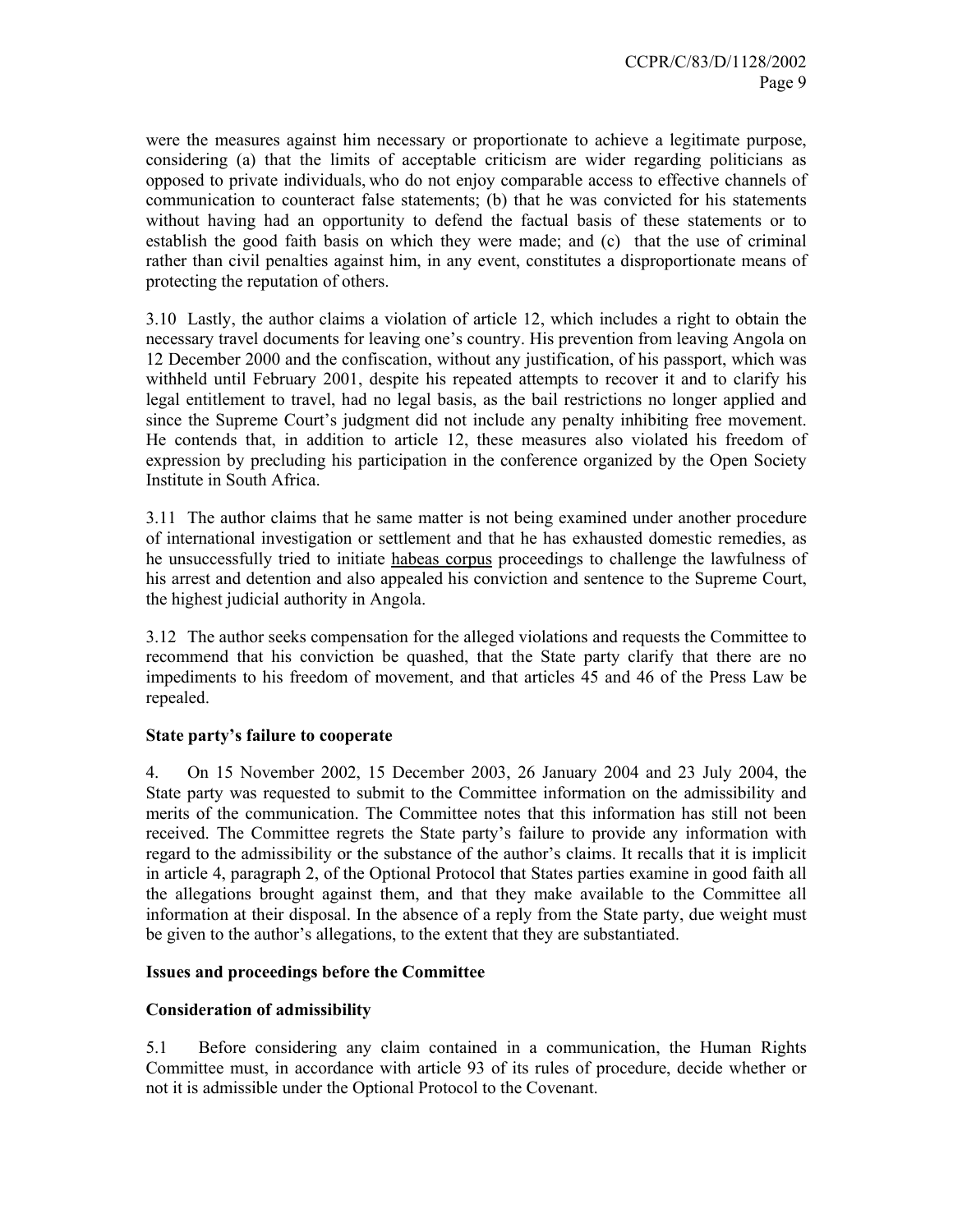were the measures against him necessary or proportionate to achieve a legitimate purpose, considering (a) that the limits of acceptable criticism are wider regarding politicians as opposed to private individuals, who do not enjoy comparable access to effective channels of communication to counteract false statements; (b) that he was convicted for his statements without having had an opportunity to defend the factual basis of these statements or to establish the good faith basis on which they were made; and (c) that the use of criminal rather than civil penalties against him, in any event, constitutes a disproportionate means of protecting the reputation of others.

3.10 Lastly, the author claims a violation of article 12, which includes a right to obtain the necessary travel documents for leaving one's country. His prevention from leaving Angola on 12 December 2000 and the confiscation, without any justification, of his passport, which was withheld until February 2001, despite his repeated attempts to recover it and to clarify his legal entitlement to travel, had no legal basis, as the bail restrictions no longer applied and since the Supreme Court's judgment did not include any penalty inhibiting free movement. He contends that, in addition to article 12, these measures also violated his freedom of expression by precluding his participation in the conference organized by the Open Society Institute in South Africa.

3.11 The author claims that he same matter is not being examined under another procedure of international investigation or settlement and that he has exhausted domestic remedies, as he unsuccessfully tried to initiate habeas corpus proceedings to challenge the lawfulness of his arrest and detention and also appealed his conviction and sentence to the Supreme Court, the highest judicial authority in Angola.

3.12 The author seeks compensation for the alleged violations and requests the Committee to recommend that his conviction be quashed, that the State party clarify that there are no impediments to his freedom of movement, and that articles 45 and 46 of the Press Law be repealed.

**State party's failure to cooperate**

4. On 15 November 2002, 15 December 2003, 26 January 2004 and 23 July 2004, the State party was requested to submit to the Committee information on the admissibility and merits of the communication. The Committee notes that this information has still not been received. The Committee regrets the State party's failure to provide any information with regard to the admissibility or the substance of the author's claims. It recalls that it is implicit in article 4, paragraph 2, of the Optional Protocol that States parties examine in good faith all the allegations brought against them, and that they make available to the Committee all information at their disposal. In the absence of a reply from the State party, due weight must be given to the author's allegations, to the extent that they are substantiated.

**Issues and proceedings before the Committee**

**Consideration of admissibility**

5.1 Before considering any claim contained in a communication, the Human Rights Committee must, in accordance with article 93 of its rules of procedure, decide whether or not it is admissible under the Optional Protocol to the Covenant.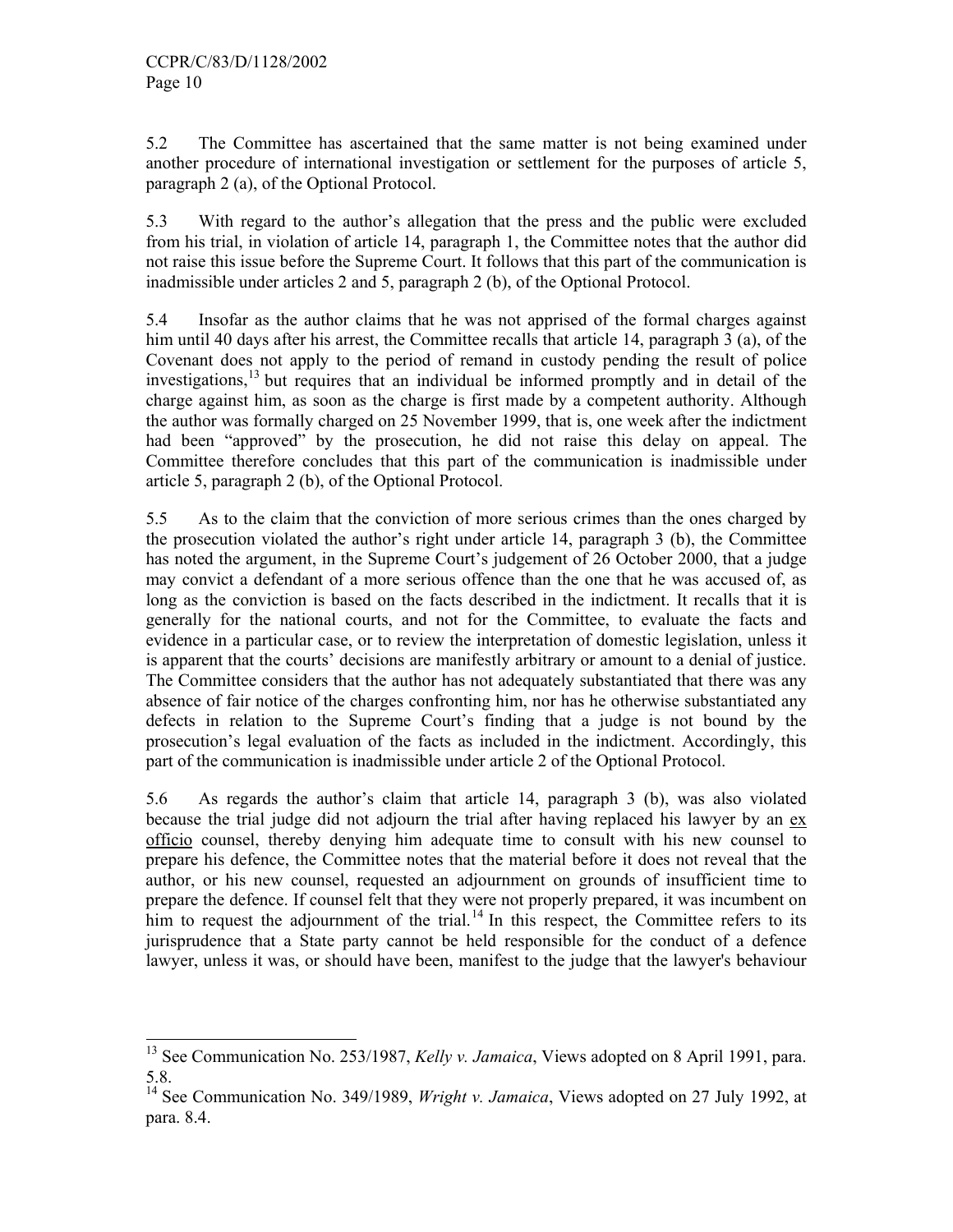5.2 The Committee has ascertained that the same matter is not being examined under another procedure of international investigation or settlement for the purposes of article 5, paragraph 2 (a), of the Optional Protocol.

5.3 With regard to the author's allegation that the press and the public were excluded from his trial, in violation of article 14, paragraph 1, the Committee notes that the author did not raise this issue before the Supreme Court. It follows that this part of the communication is inadmissible under articles 2 and 5, paragraph 2 (b), of the Optional Protocol.

5.4 Insofar as the author claims that he was not apprised of the formal charges against him until 40 days after his arrest, the Committee recalls that article 14, paragraph 3 (a), of the Covenant does not apply to the period of remand in custody pending the result of police investigations,[13] but requires that an individual be informed promptly and in detail of the charge against him, as soon as the charge is first made by a competent authority. Although the author was formally charged on 25 November 1999, that is, one week after the indictment had been "approved" by the prosecution, he did not raise this delay on appeal. The Committee therefore concludes that this part of the communication is inadmissible under article 5, paragraph 2 (b), of the Optional Protocol.

5.5 As to the claim that the conviction of more serious crimes than the ones charged by the prosecution violated the author's right under article 14, paragraph 3 (b), the Committee has noted the argument, in the Supreme Court's judgement of 26 October 2000, that a judge may convict a defendant of a more serious offence than the one that he was accused of, as long as the conviction is based on the facts described in the indictment. It recalls that it is generally for the national courts, and not for the Committee, to evaluate the facts and evidence in a particular case, or to review the interpretation of domestic legislation, unless it is apparent that the courts' decisions are manifestly arbitrary or amount to a denial of justice. The Committee considers that the author has not adequately substantiated that there was any absence of fair notice of the charges confronting him, nor has he otherwise substantiated any defects in relation to the Supreme Court's finding that a judge is not bound by the prosecution's legal evaluation of the facts as included in the indictment. Accordingly, this part of the communication is inadmissible under article 2 of the Optional Protocol.

5.6 As regards the author's claim that article 14, paragraph 3 (b), was also violated because the trial judge did not adjourn the trial after having replaced his lawyer by an ex officio counsel, thereby denying him adequate time to consult with his new counsel to prepare his defence, the Committee notes that the material before it does not reveal that the author, or his new counsel, requested an adjournment on grounds of insufficient time to prepare the defence. If counsel felt that they were not properly prepared, it was incumbent on him to request the adjournment of the trial.[14] In this respect, the Committee refers to its jurisprudence that a State party cannot be held responsible for the conduct of a defence lawyer, unless it was, or should have been, manifest to the judge that the lawyer's behaviour

---

[13] See Communication No. 253/1987, *Kelly v. Jamaica*, Views adopted on 8 April 1991, para. 5.8.

[14] See Communication No. 349/1989, *Wright v. Jamaica*, Views adopted on 27 July 1992, at para. 8.4.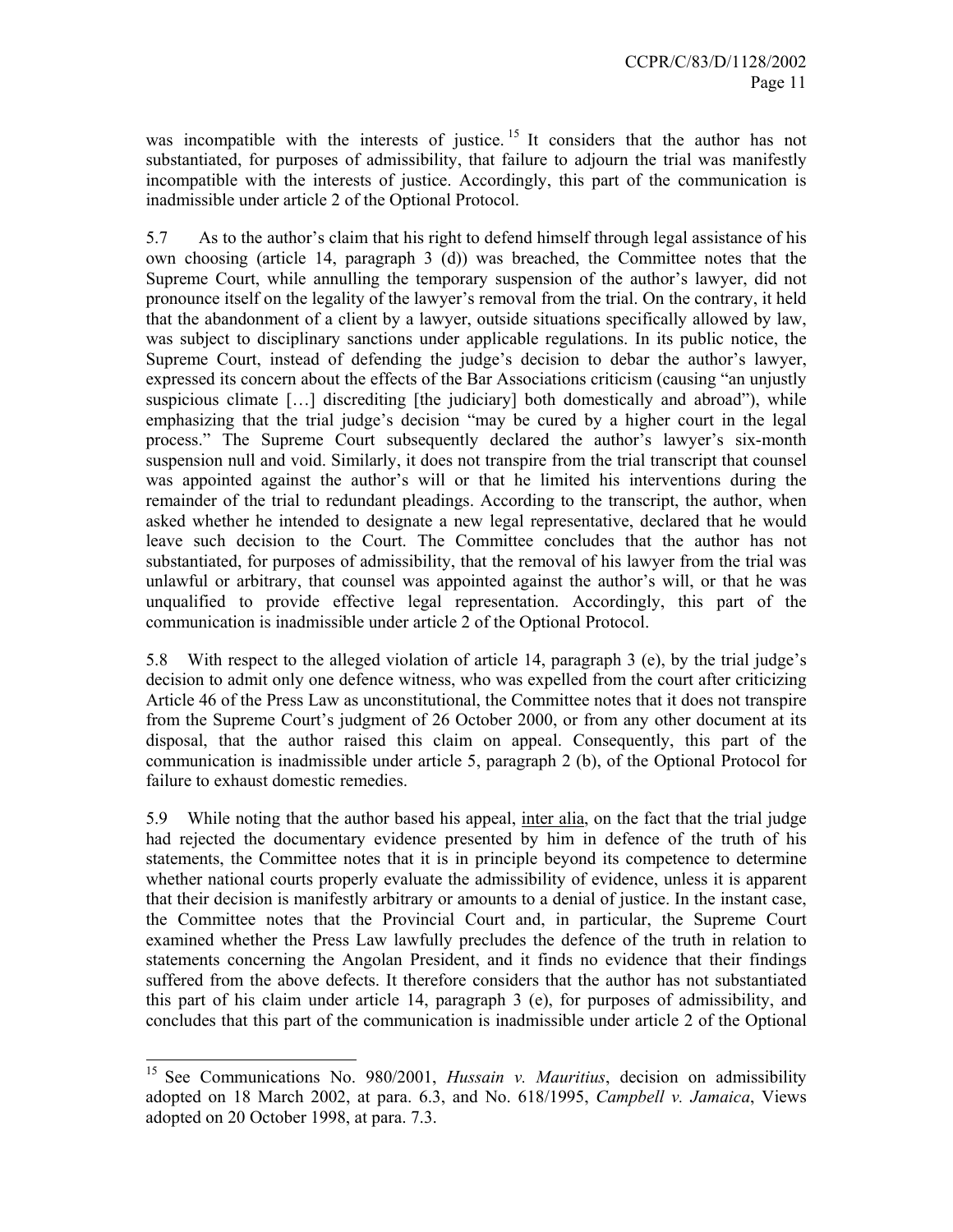was incompatible with the interests of justice.[15] It considers that the author has not substantiated, for purposes of admissibility, that failure to adjourn the trial was manifestly incompatible with the interests of justice. Accordingly, this part of the communication is inadmissible under article 2 of the Optional Protocol.

5.7 As to the author's claim that his right to defend himself through legal assistance of his own choosing (article 14, paragraph 3 (d)) was breached, the Committee notes that the Supreme Court, while annulling the temporary suspension of the author's lawyer, did not pronounce itself on the legality of the lawyer's removal from the trial. On the contrary, it held that the abandonment of a client by a lawyer, outside situations specifically allowed by law, was subject to disciplinary sanctions under applicable regulations. In its public notice, the Supreme Court, instead of defending the judge's decision to debar the author's lawyer, expressed its concern about the effects of the Bar Associations criticism (causing "an unjustly suspicious climate […] discrediting [the judiciary] both domestically and abroad"), while emphasizing that the trial judge's decision "may be cured by a higher court in the legal process." The Supreme Court subsequently declared the author's lawyer's six-month suspension null and void. Similarly, it does not transpire from the trial transcript that counsel was appointed against the author's will or that he limited his interventions during the remainder of the trial to redundant pleadings. According to the transcript, the author, when asked whether he intended to designate a new legal representative, declared that he would leave such decision to the Court. The Committee concludes that the author has not substantiated, for purposes of admissibility, that the removal of his lawyer from the trial was unlawful or arbitrary, that counsel was appointed against the author's will, or that he was unqualified to provide effective legal representation. Accordingly, this part of the communication is inadmissible under article 2 of the Optional Protocol.

5.8 With respect to the alleged violation of article 14, paragraph 3 (e), by the trial judge's decision to admit only one defence witness, who was expelled from the court after criticizing Article 46 of the Press Law as unconstitutional, the Committee notes that it does not transpire from the Supreme Court's judgment of 26 October 2000, or from any other document at its disposal, that the author raised this claim on appeal. Consequently, this part of the communication is inadmissible under article 5, paragraph 2 (b), of the Optional Protocol for failure to exhaust domestic remedies.

5.9 While noting that the author based his appeal, inter alia, on the fact that the trial judge had rejected the documentary evidence presented by him in defence of the truth of his statements, the Committee notes that it is in principle beyond its competence to determine whether national courts properly evaluate the admissibility of evidence, unless it is apparent that their decision is manifestly arbitrary or amounts to a denial of justice. In the instant case, the Committee notes that the Provincial Court and, in particular, the Supreme Court examined whether the Press Law lawfully precludes the defence of the truth in relation to statements concerning the Angolan President, and it finds no evidence that their findings suffered from the above defects. It therefore considers that the author has not substantiated this part of his claim under article 14, paragraph 3 (e), for purposes of admissibility, and concludes that this part of the communication is inadmissible under article 2 of the Optional

---

[15] See Communications No. 980/2001, *Hussain v. Mauritius*, decision on admissibility adopted on 18 March 2002, at para. 6.3, and No. 618/1995, *Campbell v. Jamaica*, Views adopted on 20 October 1998, at para. 7.3.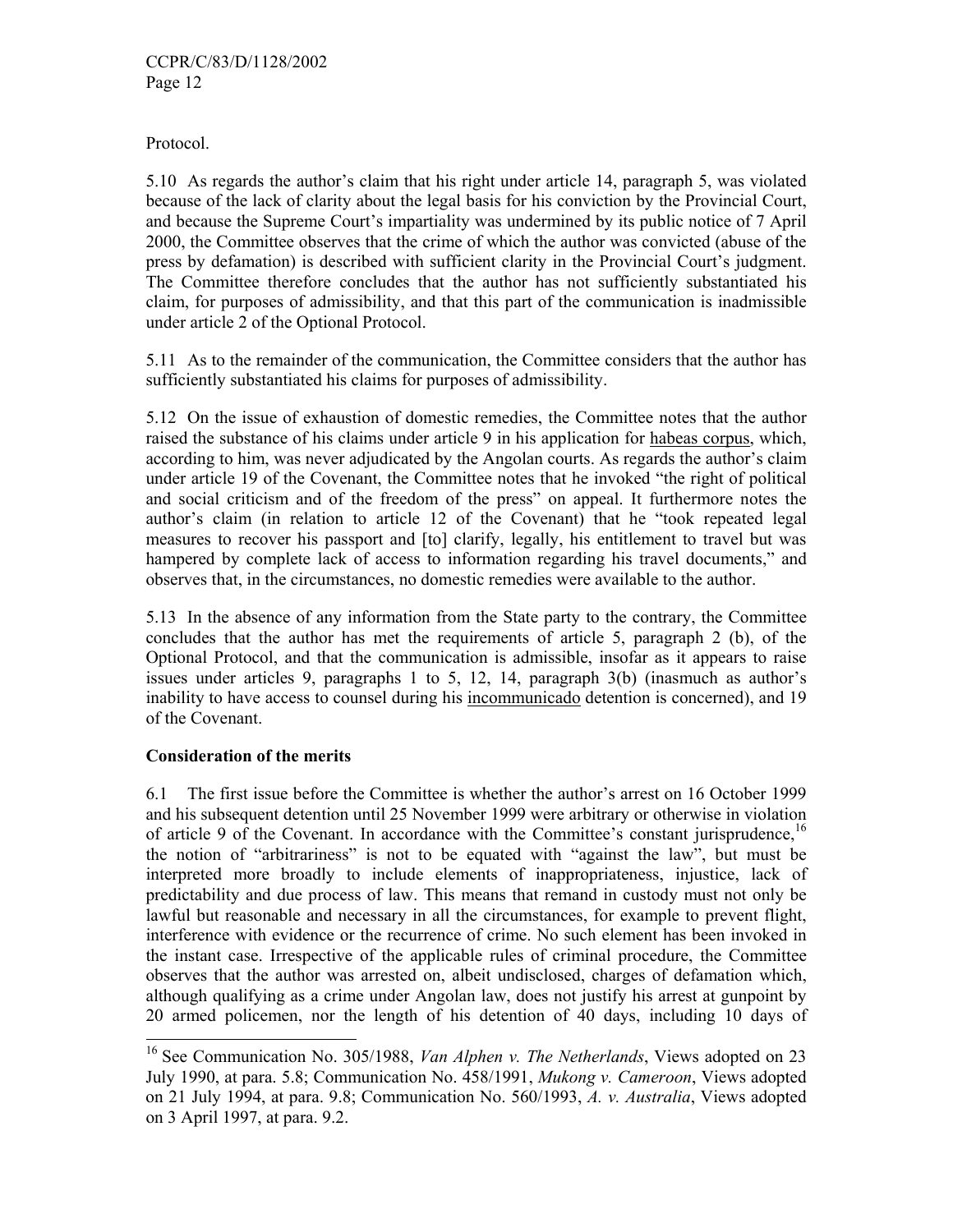Protocol.

5.10 As regards the author's claim that his right under article 14, paragraph 5, was violated because of the lack of clarity about the legal basis for his conviction by the Provincial Court, and because the Supreme Court's impartiality was undermined by its public notice of 7 April 2000, the Committee observes that the crime of which the author was convicted (abuse of the press by defamation) is described with sufficient clarity in the Provincial Court's judgment. The Committee therefore concludes that the author has not sufficiently substantiated his claim, for purposes of admissibility, and that this part of the communication is inadmissible under article 2 of the Optional Protocol.

5.11 As to the remainder of the communication, the Committee considers that the author has sufficiently substantiated his claims for purposes of admissibility.

5.12 On the issue of exhaustion of domestic remedies, the Committee notes that the author raised the substance of his claims under article 9 in his application for habeas corpus, which, according to him, was never adjudicated by the Angolan courts. As regards the author's claim under article 19 of the Covenant, the Committee notes that he invoked "the right of political and social criticism and of the freedom of the press" on appeal. It furthermore notes the author's claim (in relation to article 12 of the Covenant) that he "took repeated legal measures to recover his passport and [to] clarify, legally, his entitlement to travel but was hampered by complete lack of access to information regarding his travel documents," and observes that, in the circumstances, no domestic remedies were available to the author.

5.13 In the absence of any information from the State party to the contrary, the Committee concludes that the author has met the requirements of article 5, paragraph 2 (b), of the Optional Protocol, and that the communication is admissible, insofar as it appears to raise issues under articles 9, paragraphs 1 to 5, 12, 14, paragraph 3(b) (inasmuch as author's inability to have access to counsel during his incommunicado detention is concerned), and 19 of the Covenant.

**Consideration of the merits**

6.1 The first issue before the Committee is whether the author's arrest on 16 October 1999 and his subsequent detention until 25 November 1999 were arbitrary or otherwise in violation of article 9 of the Covenant. In accordance with the Committee's constant jurisprudence,[16] the notion of "arbitrariness" is not to be equated with "against the law", but must be interpreted more broadly to include elements of inappropriateness, injustice, lack of predictability and due process of law. This means that remand in custody must not only be lawful but reasonable and necessary in all the circumstances, for example to prevent flight, interference with evidence or the recurrence of crime. No such element has been invoked in the instant case. Irrespective of the applicable rules of criminal procedure, the Committee observes that the author was arrested on, albeit undisclosed, charges of defamation which, although qualifying as a crime under Angolan law, does not justify his arrest at gunpoint by 20 armed policemen, nor the length of his detention of 40 days, including 10 days of

---

[16] See Communication No. 305/1988, *Van Alphen v. The Netherlands*, Views adopted on 23 July 1990, at para. 5.8; Communication No. 458/1991, *Mukong v. Cameroon*, Views adopted on 21 July 1994, at para. 9.8; Communication No. 560/1993, *A. v. Australia*, Views adopted on 3 April 1997, at para. 9.2.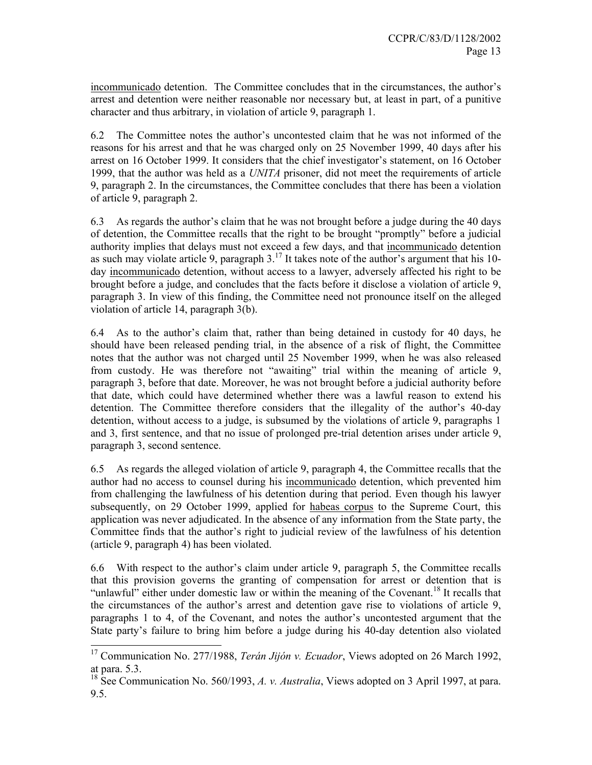incommunicado detention. The Committee concludes that in the circumstances, the author's arrest and detention were neither reasonable nor necessary but, at least in part, of a punitive character and thus arbitrary, in violation of article 9, paragraph 1.

6.2 The Committee notes the author's uncontested claim that he was not informed of the reasons for his arrest and that he was charged only on 25 November 1999, 40 days after his arrest on 16 October 1999. It considers that the chief investigator's statement, on 16 October 1999, that the author was held as a *UNITA* prisoner, did not meet the requirements of article 9, paragraph 2. In the circumstances, the Committee concludes that there has been a violation of article 9, paragraph 2.

6.3 As regards the author's claim that he was not brought before a judge during the 40 days of detention, the Committee recalls that the right to be brought "promptly" before a judicial authority implies that delays must not exceed a few days, and that incommunicado detention as such may violate article 9, paragraph 3.[17] It takes note of the author's argument that his 10-day incommunicado detention, without access to a lawyer, adversely affected his right to be brought before a judge, and concludes that the facts before it disclose a violation of article 9, paragraph 3. In view of this finding, the Committee need not pronounce itself on the alleged violation of article 14, paragraph 3(b).

6.4 As to the author's claim that, rather than being detained in custody for 40 days, he should have been released pending trial, in the absence of a risk of flight, the Committee notes that the author was not charged until 25 November 1999, when he was also released from custody. He was therefore not "awaiting" trial within the meaning of article 9, paragraph 3, before that date. Moreover, he was not brought before a judicial authority before that date, which could have determined whether there was a lawful reason to extend his detention. The Committee therefore considers that the illegality of the author's 40-day detention, without access to a judge, is subsumed by the violations of article 9, paragraphs 1 and 3, first sentence, and that no issue of prolonged pre-trial detention arises under article 9, paragraph 3, second sentence.

6.5 As regards the alleged violation of article 9, paragraph 4, the Committee recalls that the author had no access to counsel during his incommunicado detention, which prevented him from challenging the lawfulness of his detention during that period. Even though his lawyer subsequently, on 29 October 1999, applied for habeas corpus to the Supreme Court, this application was never adjudicated. In the absence of any information from the State party, the Committee finds that the author's right to judicial review of the lawfulness of his detention (article 9, paragraph 4) has been violated.

6.6 With respect to the author's claim under article 9, paragraph 5, the Committee recalls that this provision governs the granting of compensation for arrest or detention that is "unlawful" either under domestic law or within the meaning of the Covenant.[18] It recalls that the circumstances of the author's arrest and detention gave rise to violations of article 9, paragraphs 1 to 4, of the Covenant, and notes the author's uncontested argument that the State party's failure to bring him before a judge during his 40-day detention also violated

---

[17] Communication No. 277/1988, *Terán Jijón v. Ecuador*, Views adopted on 26 March 1992, at para. 5.3.

[18] See Communication No. 560/1993, *A. v. Australia*, Views adopted on 3 April 1997, at para. 9.5.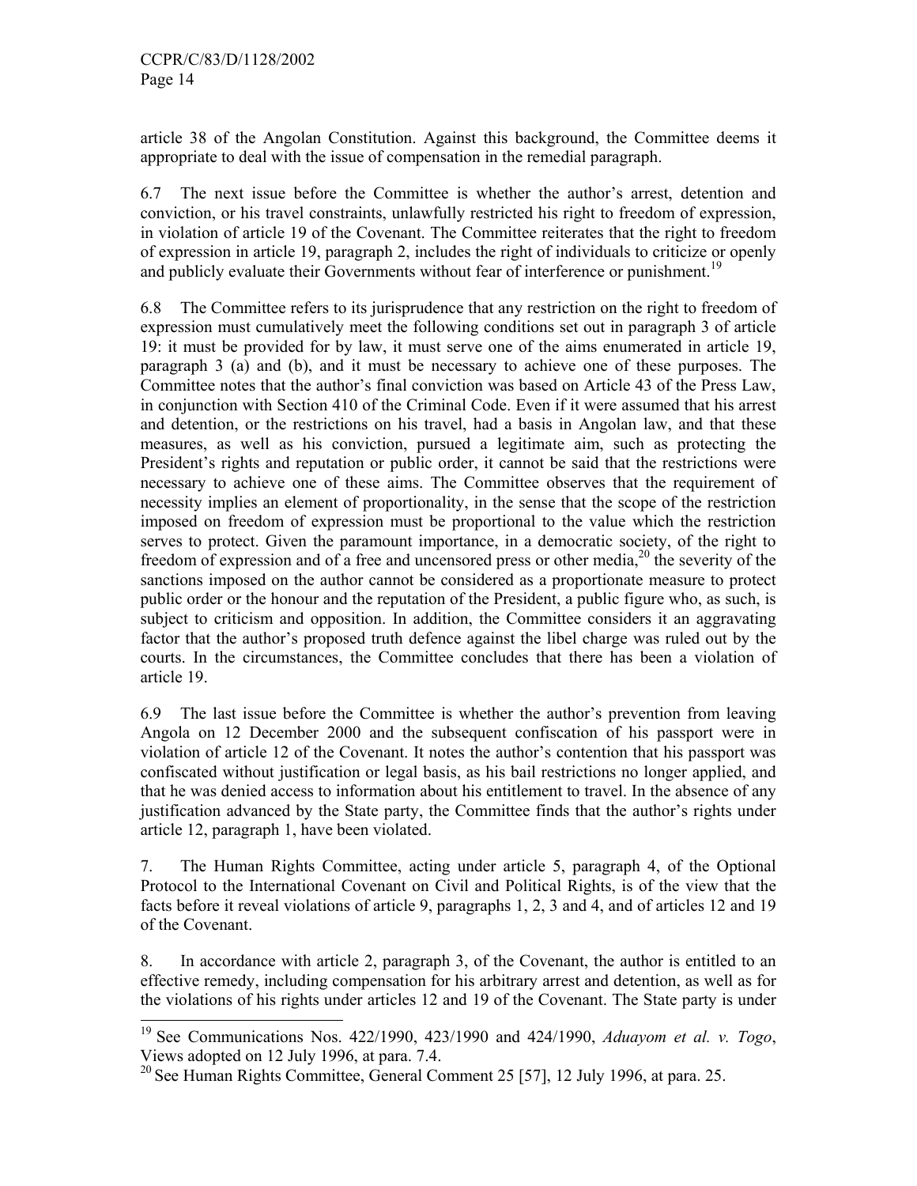article 38 of the Angolan Constitution. Against this background, the Committee deems it appropriate to deal with the issue of compensation in the remedial paragraph.

6.7 The next issue before the Committee is whether the author's arrest, detention and conviction, or his travel constraints, unlawfully restricted his right to freedom of expression, in violation of article 19 of the Covenant. The Committee reiterates that the right to freedom of expression in article 19, paragraph 2, includes the right of individuals to criticize or openly and publicly evaluate their Governments without fear of interference or punishment.[19]

6.8 The Committee refers to its jurisprudence that any restriction on the right to freedom of expression must cumulatively meet the following conditions set out in paragraph 3 of article 19: it must be provided for by law, it must serve one of the aims enumerated in article 19, paragraph 3 (a) and (b), and it must be necessary to achieve one of these purposes. The Committee notes that the author's final conviction was based on Article 43 of the Press Law, in conjunction with Section 410 of the Criminal Code. Even if it were assumed that his arrest and detention, or the restrictions on his travel, had a basis in Angolan law, and that these measures, as well as his conviction, pursued a legitimate aim, such as protecting the President's rights and reputation or public order, it cannot be said that the restrictions were necessary to achieve one of these aims. The Committee observes that the requirement of necessity implies an element of proportionality, in the sense that the scope of the restriction imposed on freedom of expression must be proportional to the value which the restriction serves to protect. Given the paramount importance, in a democratic society, of the right to freedom of expression and of a free and uncensored press or other media,[20] the severity of the sanctions imposed on the author cannot be considered as a proportionate measure to protect public order or the honour and the reputation of the President, a public figure who, as such, is subject to criticism and opposition. In addition, the Committee considers it an aggravating factor that the author's proposed truth defence against the libel charge was ruled out by the courts. In the circumstances, the Committee concludes that there has been a violation of article 19.

6.9 The last issue before the Committee is whether the author's prevention from leaving Angola on 12 December 2000 and the subsequent confiscation of his passport were in violation of article 12 of the Covenant. It notes the author's contention that his passport was confiscated without justification or legal basis, as his bail restrictions no longer applied, and that he was denied access to information about his entitlement to travel. In the absence of any justification advanced by the State party, the Committee finds that the author's rights under article 12, paragraph 1, have been violated.

7. The Human Rights Committee, acting under article 5, paragraph 4, of the Optional Protocol to the International Covenant on Civil and Political Rights, is of the view that the facts before it reveal violations of article 9, paragraphs 1, 2, 3 and 4, and of articles 12 and 19 of the Covenant.

8. In accordance with article 2, paragraph 3, of the Covenant, the author is entitled to an effective remedy, including compensation for his arbitrary arrest and detention, as well as for the violations of his rights under articles 12 and 19 of the Covenant. The State party is under

---

[19] See Communications Nos. 422/1990, 423/1990 and 424/1990, *Aduayom et al. v. Togo*, Views adopted on 12 July 1996, at para. 7.4.

[20] See Human Rights Committee, General Comment 25 [57], 12 July 1996, at para. 25.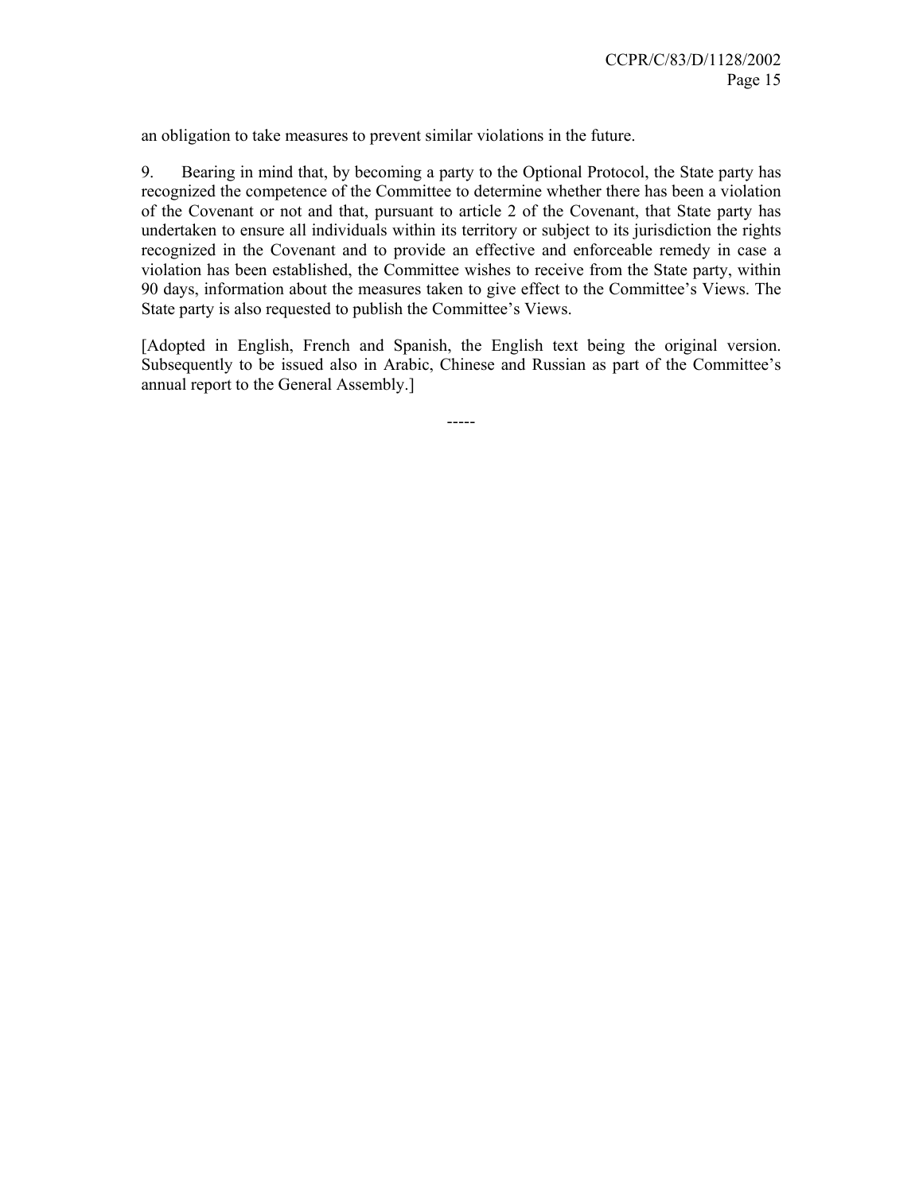an obligation to take measures to prevent similar violations in the future.

9. Bearing in mind that, by becoming a party to the Optional Protocol, the State party has recognized the competence of the Committee to determine whether there has been a violation of the Covenant or not and that, pursuant to article 2 of the Covenant, that State party has undertaken to ensure all individuals within its territory or subject to its jurisdiction the rights recognized in the Covenant and to provide an effective and enforceable remedy in case a violation has been established, the Committee wishes to receive from the State party, within 90 days, information about the measures taken to give effect to the Committee's Views. The State party is also requested to publish the Committee's Views.

[Adopted in English, French and Spanish, the English text being the original version. Subsequently to be issued also in Arabic, Chinese and Russian as part of the Committee's annual report to the General Assembly.]

-----